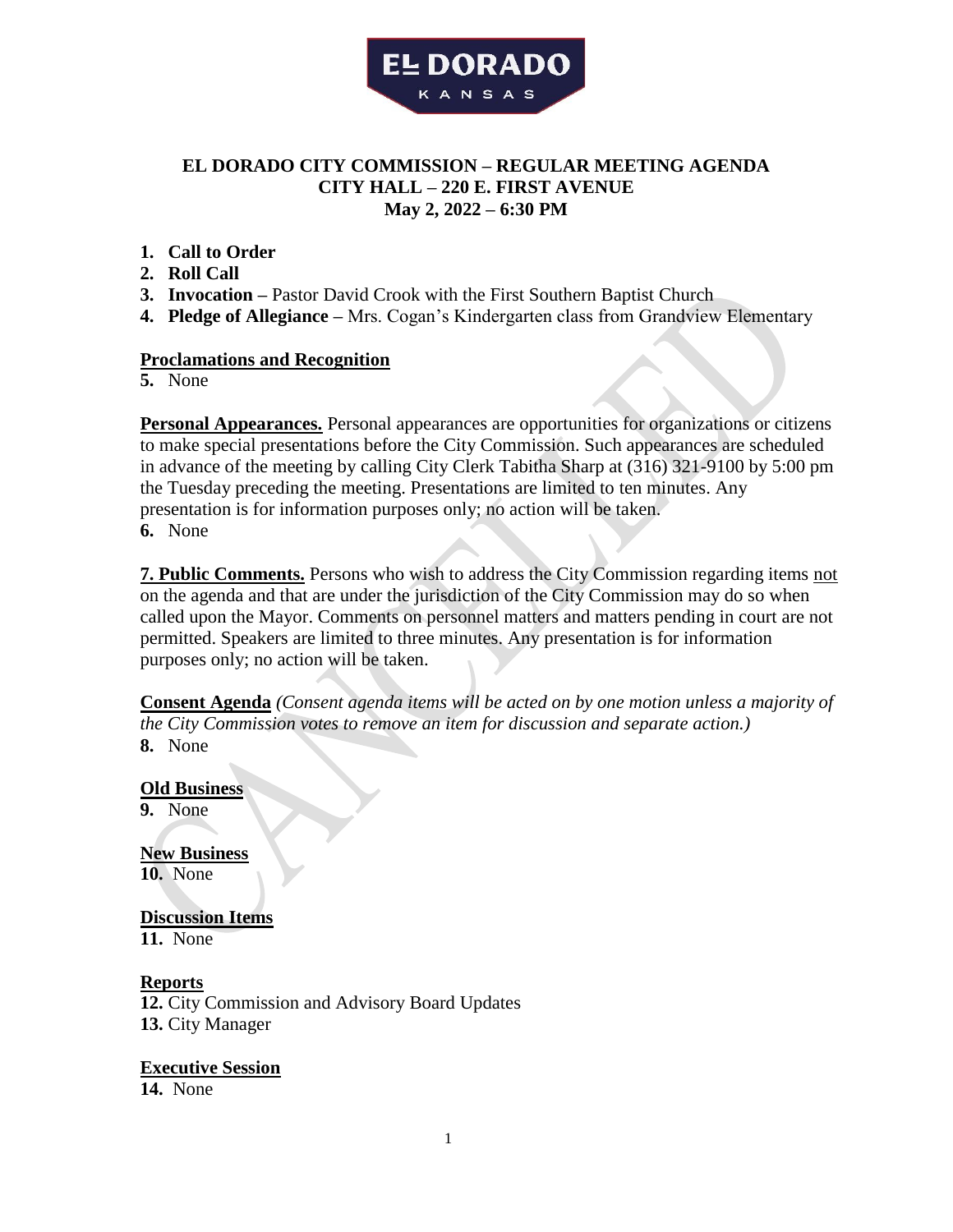EL DORADO
KANSAS

# EL DORADO CITY COMMISSION – REGULAR MEETING AGENDA
## CITY HALL – 220 E. FIRST AVENUE
## May 2, 2022 – 6:30 PM

1. **Call to Order**
2. **Roll Call**
3. **Invocation –** Pastor David Crook with the First Southern Baptist Church
4. **Pledge of Allegiance –** Mrs. Cogan's Kindergarten class from Grandview Elementary

**Proclamations and Recognition**

**5.** None

**Personal Appearances.** Personal appearances are opportunities for organizations or citizens to make special presentations before the City Commission. Such appearances are scheduled in advance of the meeting by calling City Clerk Tabitha Sharp at (316) 321-9100 by 5:00 pm the Tuesday preceding the meeting. Presentations are limited to ten minutes. Any presentation is for information purposes only; no action will be taken.

**6.** None

**7. Public Comments.** Persons who wish to address the City Commission regarding items not on the agenda and that are under the jurisdiction of the City Commission may do so when called upon the Mayor. Comments on personnel matters and matters pending in court are not permitted. Speakers are limited to three minutes. Any presentation is for information purposes only; no action will be taken.

**Consent Agenda** *(Consent agenda items will be acted on by one motion unless a majority of the City Commission votes to remove an item for discussion and separate action.)*

**8.** None

**Old Business**

**9.** None

**New Business**

**10.** None

**Discussion Items**

**11.** None

**Reports**

**12.** City Commission and Advisory Board Updates

**13.** City Manager

**Executive Session**

**14.** None

CANCELLED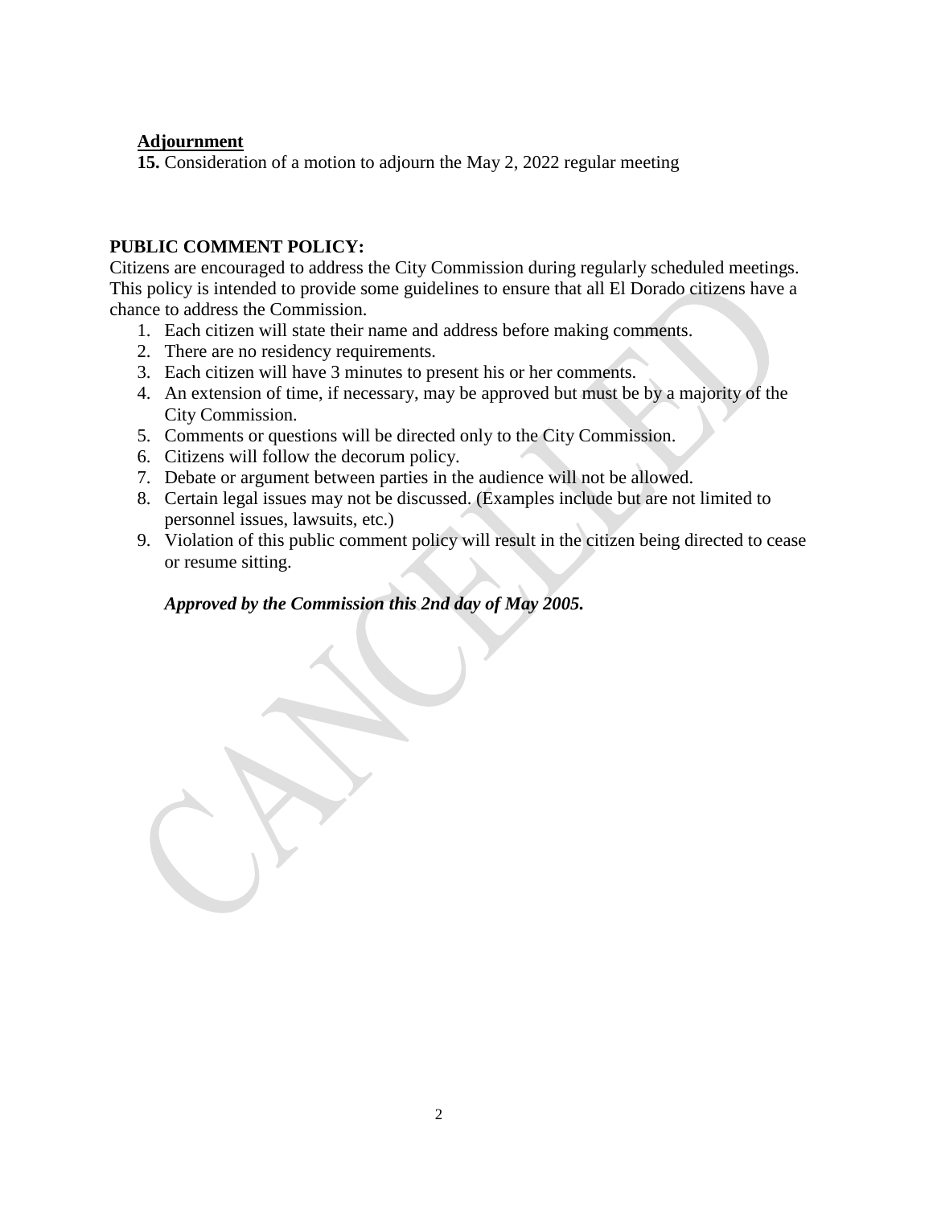**Adjournment**

**15.** Consideration of a motion to adjourn the May 2, 2022 regular meeting

**PUBLIC COMMENT POLICY:**

Citizens are encouraged to address the City Commission during regularly scheduled meetings. This policy is intended to provide some guidelines to ensure that all El Dorado citizens have a chance to address the Commission.

1. Each citizen will state their name and address before making comments.
2. There are no residency requirements.
3. Each citizen will have 3 minutes to present his or her comments.
4. An extension of time, if necessary, may be approved but must be by a majority of the City Commission.
5. Comments or questions will be directed only to the City Commission.
6. Citizens will follow the decorum policy.
7. Debate or argument between parties in the audience will not be allowed.
8. Certain legal issues may not be discussed. (Examples include but are not limited to personnel issues, lawsuits, etc.)
9. Violation of this public comment policy will result in the citizen being directed to cease or resume sitting.

***Approved by the Commission this 2nd day of May 2005.***

CANCELLED